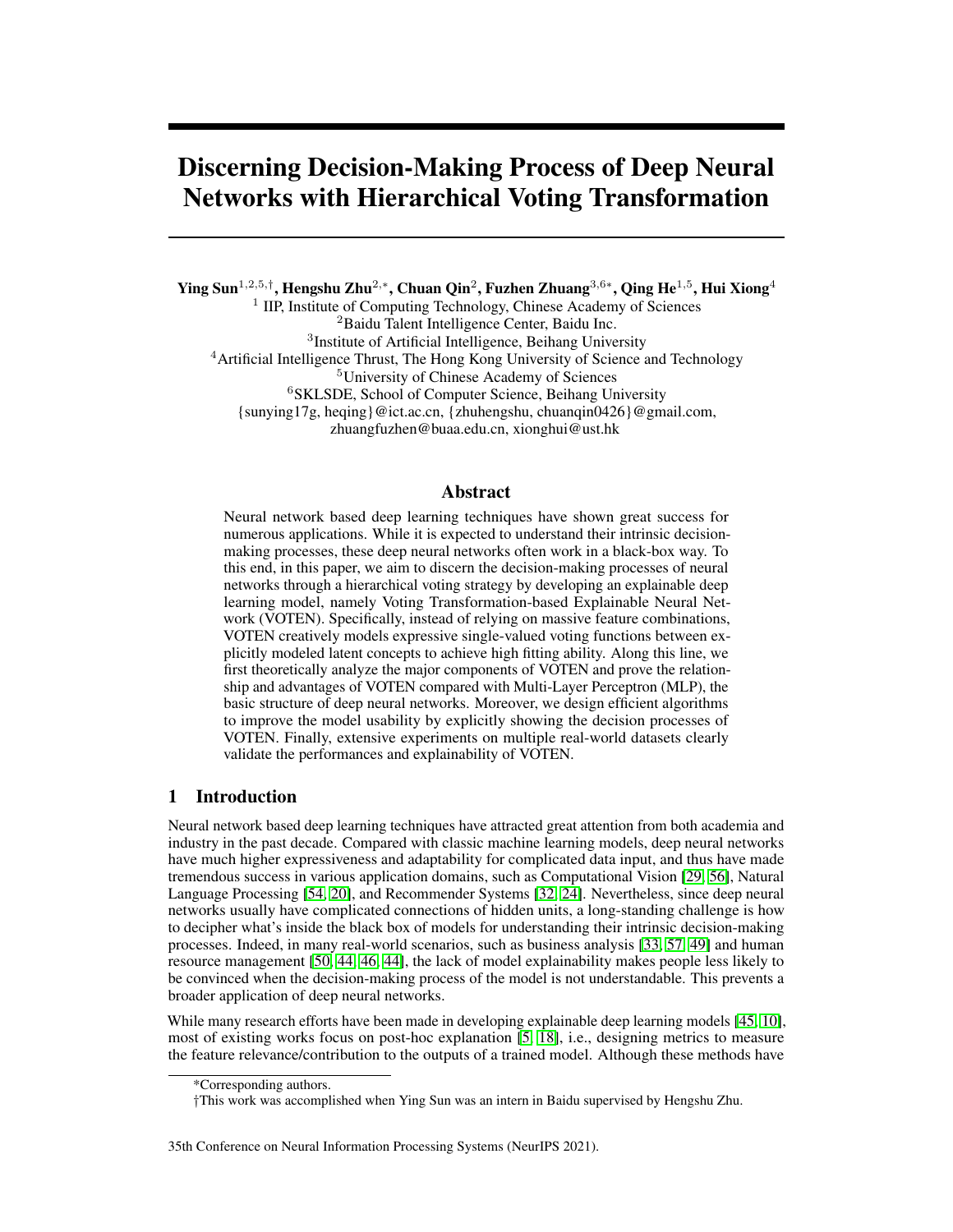# Discerning Decision-Making Process of Deep Neural Networks with Hierarchical Voting Transformation

**Ying Sun**[1,2,5,†], **Hengshu Zhu**[2,∗], **Chuan Qin**[2], **Fuzhen Zhuang**[3,6∗], **Qing He**[1,5], **Hui Xiong**[4]

[1] IIP, Institute of Computing Technology, Chinese Academy of Sciences
[2]Baidu Talent Intelligence Center, Baidu Inc.
[3]Institute of Artificial Intelligence, Beihang University
[4]Artificial Intelligence Thrust, The Hong Kong University of Science and Technology
[5]University of Chinese Academy of Sciences
[6]SKLSDE, School of Computer Science, Beihang University
{sunying17g, heqing}@ict.ac.cn, {zhuhengshu, chuanqin0426}@gmail.com,
zhuangfuzhen@buaa.edu.cn, xionghui@ust.hk

## Abstract

Neural network based deep learning techniques have shown great success for numerous applications. While it is expected to understand their intrinsic decision-making processes, these deep neural networks often work in a black-box way. To this end, in this paper, we aim to discern the decision-making processes of neural networks through a hierarchical voting strategy by developing an explainable deep learning model, namely Voting Transformation-based Explainable Neural Network (VOTEN). Specifically, instead of relying on massive feature combinations, VOTEN creatively models expressive single-valued voting functions between explicitly modeled latent concepts to achieve high fitting ability. Along this line, we first theoretically analyze the major components of VOTEN and prove the relationship and advantages of VOTEN compared with Multi-Layer Perceptron (MLP), the basic structure of deep neural networks. Moreover, we design efficient algorithms to improve the model usability by explicitly showing the decision processes of VOTEN. Finally, extensive experiments on multiple real-world datasets clearly validate the performances and explainability of VOTEN.

## 1 Introduction

Neural network based deep learning techniques have attracted great attention from both academia and industry in the past decade. Compared with classic machine learning models, deep neural networks have much higher expressiveness and adaptability for complicated data input, and thus have made tremendous success in various application domains, such as Computational Vision [29, 56], Natural Language Processing [54, 20], and Recommender Systems [32, 24]. Nevertheless, since deep neural networks usually have complicated connections of hidden units, a long-standing challenge is how to decipher what's inside the black box of models for understanding their intrinsic decision-making processes. Indeed, in many real-world scenarios, such as business analysis [33, 57, 49] and human resource management [50, 44, 46, 44], the lack of model explainability makes people less likely to be convinced when the decision-making process of the model is not understandable. This prevents a broader application of deep neural networks.

While many research efforts have been made in developing explainable deep learning models [45, 10], most of existing works focus on post-hoc explanation [5, 18], i.e., designing metrics to measure the feature relevance/contribution to the outputs of a trained model. Although these methods have

*Corresponding authors.

†This work was accomplished when Ying Sun was an intern in Baidu supervised by Hengshu Zhu.

35th Conference on Neural Information Processing Systems (NeurIPS 2021).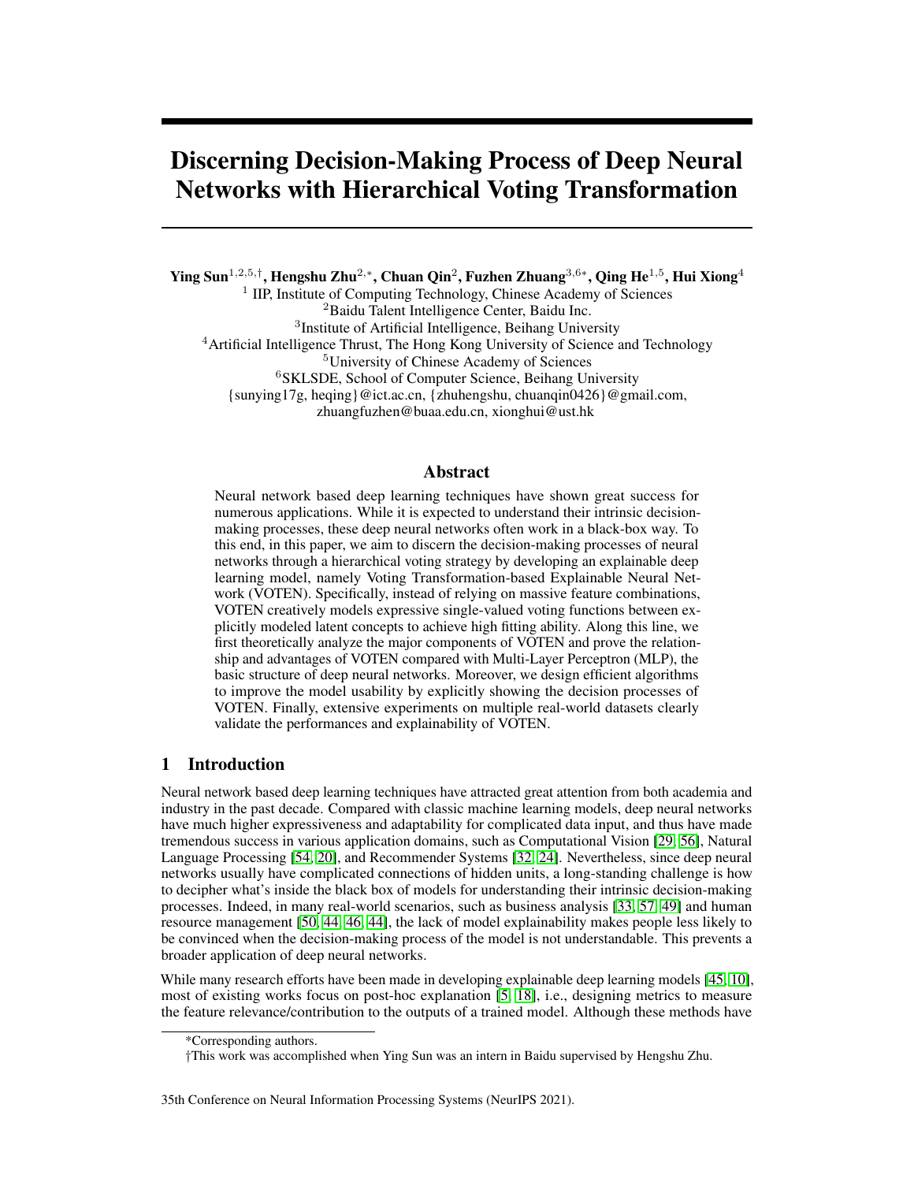# Discerning Decision-Making Process of Deep Neural Networks with Hierarchical Voting Transformation

**Ying Sun**[1,2,5,†], **Hengshu Zhu**[2,*], **Chuan Qin**[2], **Fuzhen Zhuang**[3,6*], **Qing He**[1,5], **Hui Xiong**[4]

[1] IIP, Institute of Computing Technology, Chinese Academy of Sciences
[2] Baidu Talent Intelligence Center, Baidu Inc.
[3] Institute of Artificial Intelligence, Beihang University
[4] Artificial Intelligence Thrust, The Hong Kong University of Science and Technology
[5] University of Chinese Academy of Sciences
[6] SKLSDE, School of Computer Science, Beihang University
{sunying17g, heqing}@ict.ac.cn, {zhuhengshu, chuanqin0426}@gmail.com,
zhuangfuzhen@buaa.edu.cn, xionghui@ust.hk

## Abstract

Neural network based deep learning techniques have shown great success for numerous applications. While it is expected to understand their intrinsic decision-making processes, these deep neural networks often work in a black-box way. To this end, in this paper, we aim to discern the decision-making processes of neural networks through a hierarchical voting strategy by developing an explainable deep learning model, namely Voting Transformation-based Explainable Neural Network (VOTEN). Specifically, instead of relying on massive feature combinations, VOTEN creatively models expressive single-valued voting functions between explicitly modeled latent concepts to achieve high fitting ability. Along this line, we first theoretically analyze the major components of VOTEN and prove the relationship and advantages of VOTEN compared with Multi-Layer Perceptron (MLP), the basic structure of deep neural networks. Moreover, we design efficient algorithms to improve the model usability by explicitly showing the decision processes of VOTEN. Finally, extensive experiments on multiple real-world datasets clearly validate the performances and explainability of VOTEN.

## 1 Introduction

Neural network based deep learning techniques have attracted great attention from both academia and industry in the past decade. Compared with classic machine learning models, deep neural networks have much higher expressiveness and adaptability for complicated data input, and thus have made tremendous success in various application domains, such as Computational Vision [29, 56], Natural Language Processing [54, 20], and Recommender Systems [32, 24]. Nevertheless, since deep neural networks usually have complicated connections of hidden units, a long-standing challenge is how to decipher what's inside the black box of models for understanding their intrinsic decision-making processes. Indeed, in many real-world scenarios, such as business analysis [33, 57, 49] and human resource management [50, 44, 46, 44], the lack of model explainability makes people less likely to be convinced when the decision-making process of the model is not understandable. This prevents a broader application of deep neural networks.

While many research efforts have been made in developing explainable deep learning models [45, 10], most of existing works focus on post-hoc explanation [5, 18], i.e., designing metrics to measure the feature relevance/contribution to the outputs of a trained model. Although these methods have

*Corresponding authors.

†This work was accomplished when Ying Sun was an intern in Baidu supervised by Hengshu Zhu.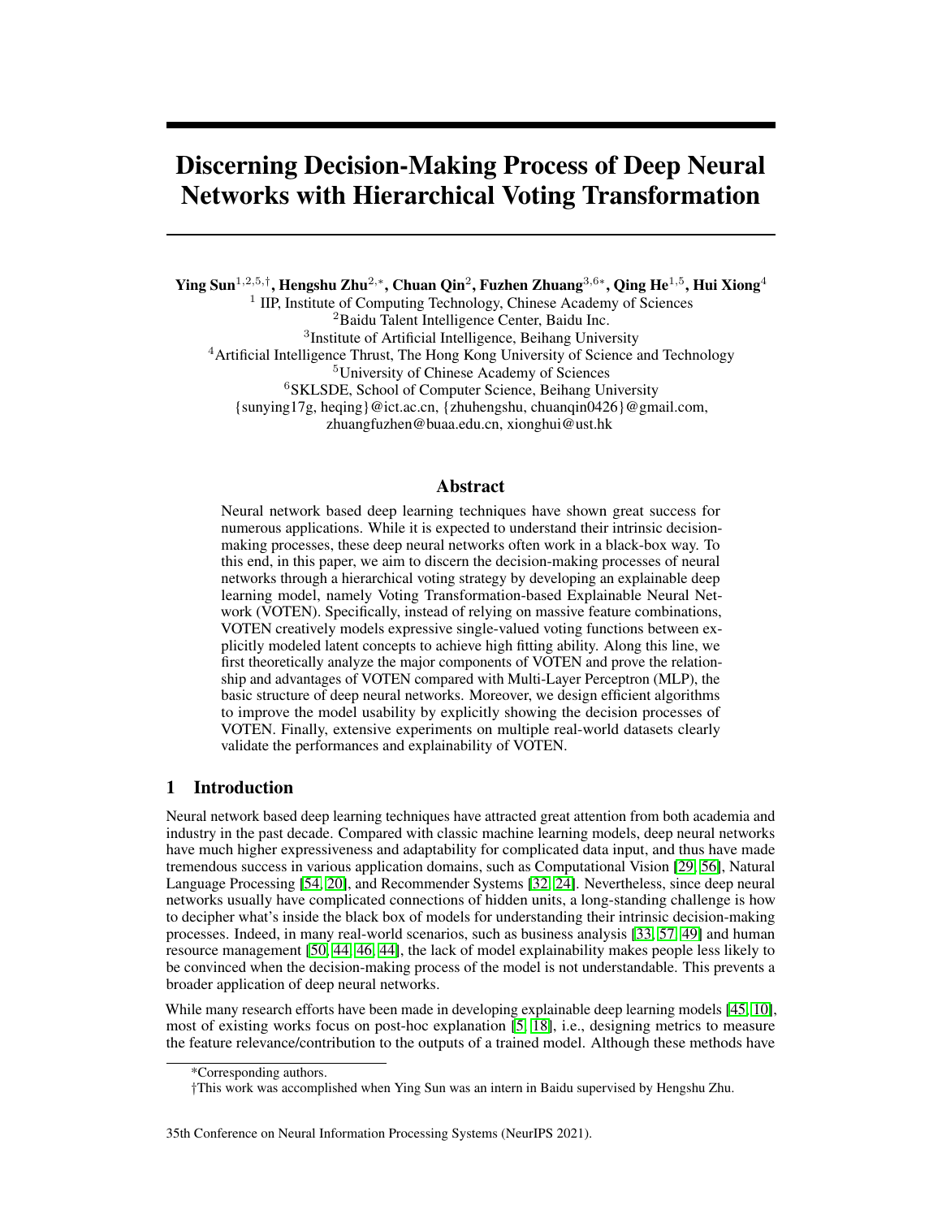# Discerning Decision-Making Process of Deep Neural Networks with Hierarchical Voting Transformation

**Ying Sun**[1,2,5,†], **Hengshu Zhu**[2,*], **Chuan Qin**[2], **Fuzhen Zhuang**[3,6*], **Qing He**[1,5], **Hui Xiong**[4]

[1] IIP, Institute of Computing Technology, Chinese Academy of Sciences
[2] Baidu Talent Intelligence Center, Baidu Inc.
[3] Institute of Artificial Intelligence, Beihang University
[4] Artificial Intelligence Thrust, The Hong Kong University of Science and Technology
[5] University of Chinese Academy of Sciences
[6] SKLSDE, School of Computer Science, Beihang University

{sunying17g, heqing}@ict.ac.cn, {zhuhengshu, chuanqin0426}@gmail.com, zhuangfuzhen@buaa.edu.cn, xionghui@ust.hk

## Abstract

Neural network based deep learning techniques have shown great success for numerous applications. While it is expected to understand their intrinsic decision-making processes, these deep neural networks often work in a black-box way. To this end, in this paper, we aim to discern the decision-making processes of neural networks through a hierarchical voting strategy by developing an explainable deep learning model, namely Voting Transformation-based Explainable Neural Network (VOTEN). Specifically, instead of relying on massive feature combinations, VOTEN creatively models expressive single-valued voting functions between explicitly modeled latent concepts to achieve high fitting ability. Along this line, we first theoretically analyze the major components of VOTEN and prove the relationship and advantages of VOTEN compared with Multi-Layer Perceptron (MLP), the basic structure of deep neural networks. Moreover, we design efficient algorithms to improve the model usability by explicitly showing the decision processes of VOTEN. Finally, extensive experiments on multiple real-world datasets clearly validate the performances and explainability of VOTEN.

## 1 Introduction

Neural network based deep learning techniques have attracted great attention from both academia and industry in the past decade. Compared with classic machine learning models, deep neural networks have much higher expressiveness and adaptability for complicated data input, and thus have made tremendous success in various application domains, such as Computational Vision [29, 56], Natural Language Processing [54, 20], and Recommender Systems [32, 24]. Nevertheless, since deep neural networks usually have complicated connections of hidden units, a long-standing challenge is how to decipher what's inside the black box of models for understanding their intrinsic decision-making processes. Indeed, in many real-world scenarios, such as business analysis [33, 57, 49] and human resource management [50, 44, 46, 44], the lack of model explainability makes people less likely to be convinced when the decision-making process of the model is not understandable. This prevents a broader application of deep neural networks.

While many research efforts have been made in developing explainable deep learning models [45, 10], most of existing works focus on post-hoc explanation [5, 18], i.e., designing metrics to measure the feature relevance/contribution to the outputs of a trained model. Although these methods have

*Corresponding authors.

†This work was accomplished when Ying Sun was an intern in Baidu supervised by Hengshu Zhu.

35th Conference on Neural Information Processing Systems (NeurIPS 2021).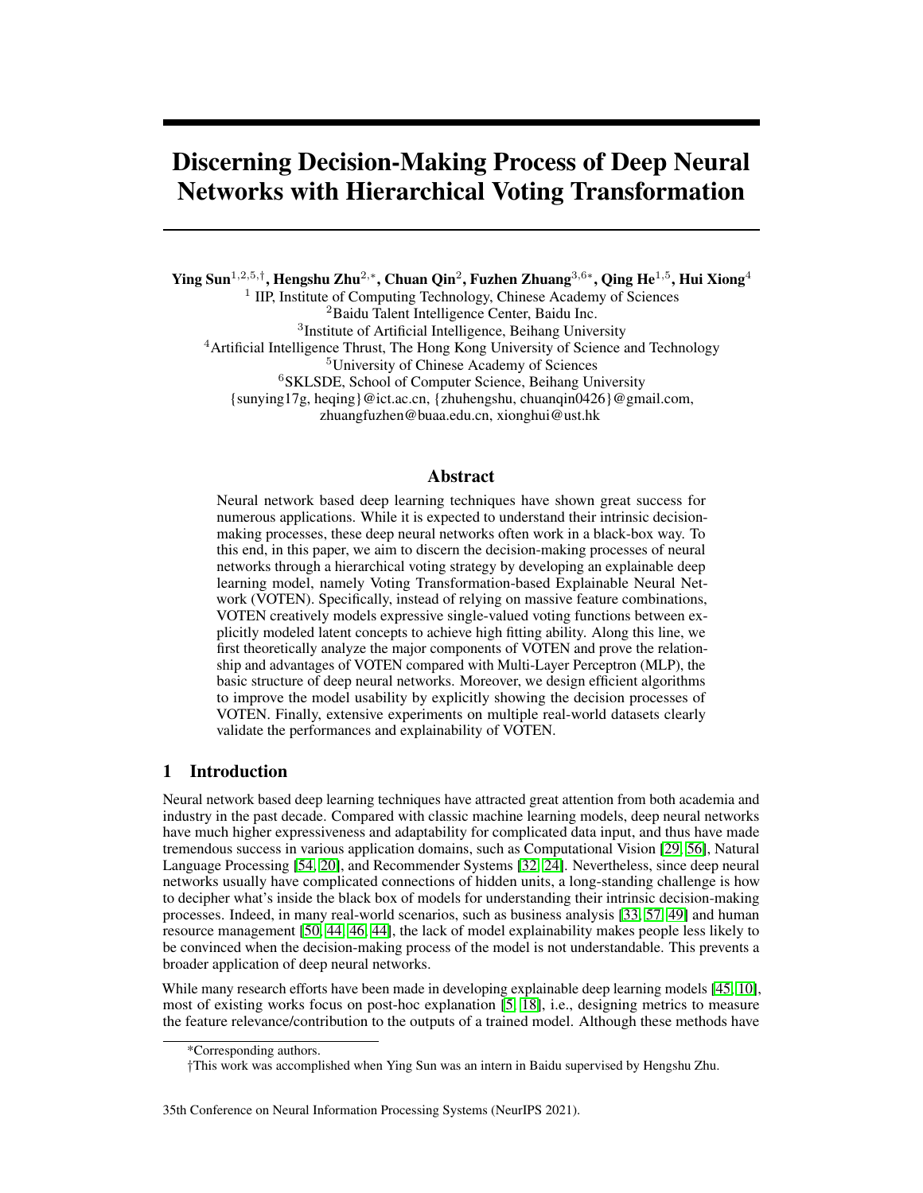# Discerning Decision-Making Process of Deep Neural Networks with Hierarchical Voting Transformation

**Ying Sun**[1,2,5,†], **Hengshu Zhu**[2,*], **Chuan Qin**[2], **Fuzhen Zhuang**[3,6*], **Qing He**[1,5], **Hui Xiong**[4]

[1] IIP, Institute of Computing Technology, Chinese Academy of Sciences
[2]Baidu Talent Intelligence Center, Baidu Inc.
[3]Institute of Artificial Intelligence, Beihang University
[4]Artificial Intelligence Thrust, The Hong Kong University of Science and Technology
[5]University of Chinese Academy of Sciences
[6]SKLSDE, School of Computer Science, Beihang University
{sunying17g, heqing}@ict.ac.cn, {zhuhengshu, chuanqin0426}@gmail.com,
zhuangfuzhen@buaa.edu.cn, xionghui@ust.hk

## Abstract

Neural network based deep learning techniques have shown great success for numerous applications. While it is expected to understand their intrinsic decision-making processes, these deep neural networks often work in a black-box way. To this end, in this paper, we aim to discern the decision-making processes of neural networks through a hierarchical voting strategy by developing an explainable deep learning model, namely Voting Transformation-based Explainable Neural Network (VOTEN). Specifically, instead of relying on massive feature combinations, VOTEN creatively models expressive single-valued voting functions between explicitly modeled latent concepts to achieve high fitting ability. Along this line, we first theoretically analyze the major components of VOTEN and prove the relationship and advantages of VOTEN compared with Multi-Layer Perceptron (MLP), the basic structure of deep neural networks. Moreover, we design efficient algorithms to improve the model usability by explicitly showing the decision processes of VOTEN. Finally, extensive experiments on multiple real-world datasets clearly validate the performances and explainability of VOTEN.

## 1 Introduction

Neural network based deep learning techniques have attracted great attention from both academia and industry in the past decade. Compared with classic machine learning models, deep neural networks have much higher expressiveness and adaptability for complicated data input, and thus have made tremendous success in various application domains, such as Computational Vision [29, 56], Natural Language Processing [54, 20], and Recommender Systems [32, 24]. Nevertheless, since deep neural networks usually have complicated connections of hidden units, a long-standing challenge is how to decipher what's inside the black box of models for understanding their intrinsic decision-making processes. Indeed, in many real-world scenarios, such as business analysis [33, 57, 49] and human resource management [50, 44, 46, 44], the lack of model explainability makes people less likely to be convinced when the decision-making process of the model is not understandable. This prevents a broader application of deep neural networks.

While many research efforts have been made in developing explainable deep learning models [45, 10], most of existing works focus on post-hoc explanation [5, 18], i.e., designing metrics to measure the feature relevance/contribution to the outputs of a trained model. Although these methods have

*Corresponding authors.

†This work was accomplished when Ying Sun was an intern in Baidu supervised by Hengshu Zhu.

35th Conference on Neural Information Processing Systems (NeurIPS 2021).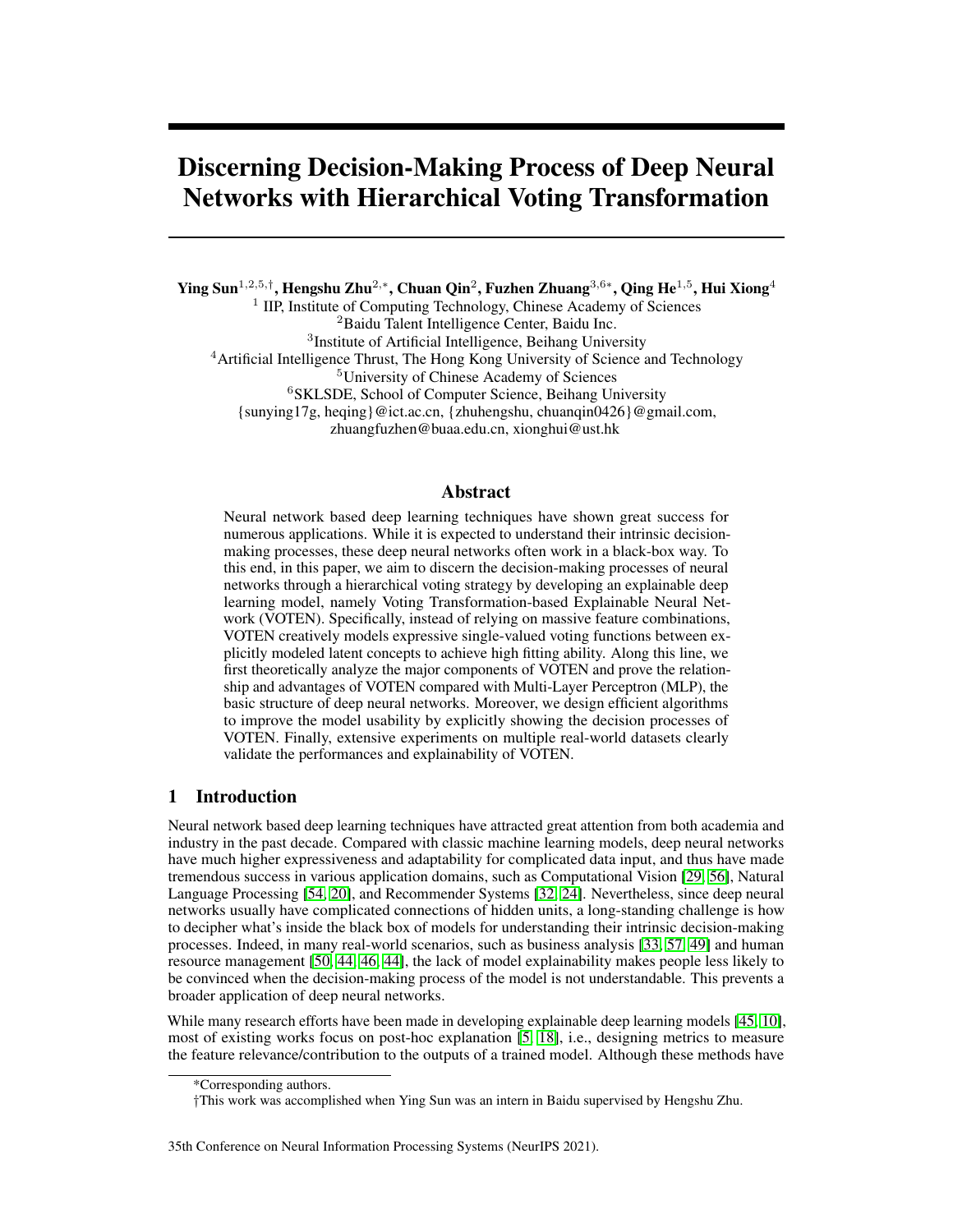# Discerning Decision-Making Process of Deep Neural Networks with Hierarchical Voting Transformation

**Ying Sun**[1,2,5,†], **Hengshu Zhu**[2,*], **Chuan Qin**[2], **Fuzhen Zhuang**[3,6*], **Qing He**[1,5], **Hui Xiong**[4]

[1] IIP, Institute of Computing Technology, Chinese Academy of Sciences
[2] Baidu Talent Intelligence Center, Baidu Inc.
[3] Institute of Artificial Intelligence, Beihang University
[4] Artificial Intelligence Thrust, The Hong Kong University of Science and Technology
[5] University of Chinese Academy of Sciences
[6] SKLSDE, School of Computer Science, Beihang University

{sunying17g, heqing}@ict.ac.cn, {zhuhengshu, chuanqin0426}@gmail.com, zhuangfuzhen@buaa.edu.cn, xionghui@ust.hk

## Abstract

Neural network based deep learning techniques have shown great success for numerous applications. While it is expected to understand their intrinsic decision-making processes, these deep neural networks often work in a black-box way. To this end, in this paper, we aim to discern the decision-making processes of neural networks through a hierarchical voting strategy by developing an explainable deep learning model, namely Voting Transformation-based Explainable Neural Network (VOTEN). Specifically, instead of relying on massive feature combinations, VOTEN creatively models expressive single-valued voting functions between explicitly modeled latent concepts to achieve high fitting ability. Along this line, we first theoretically analyze the major components of VOTEN and prove the relationship and advantages of VOTEN compared with Multi-Layer Perceptron (MLP), the basic structure of deep neural networks. Moreover, we design efficient algorithms to improve the model usability by explicitly showing the decision processes of VOTEN. Finally, extensive experiments on multiple real-world datasets clearly validate the performances and explainability of VOTEN.

## 1 Introduction

Neural network based deep learning techniques have attracted great attention from both academia and industry in the past decade. Compared with classic machine learning models, deep neural networks have much higher expressiveness and adaptability for complicated data input, and thus have made tremendous success in various application domains, such as Computational Vision [29, 56], Natural Language Processing [54, 20], and Recommender Systems [32, 24]. Nevertheless, since deep neural networks usually have complicated connections of hidden units, a long-standing challenge is how to decipher what's inside the black box of models for understanding their intrinsic decision-making processes. Indeed, in many real-world scenarios, such as business analysis [33, 57, 49] and human resource management [50, 44, 46, 44], the lack of model explainability makes people less likely to be convinced when the decision-making process of the model is not understandable. This prevents a broader application of deep neural networks.

While many research efforts have been made in developing explainable deep learning models [45, 10], most of existing works focus on post-hoc explanation [5, 18], i.e., designing metrics to measure the feature relevance/contribution to the outputs of a trained model. Although these methods have

*Corresponding authors.

†This work was accomplished when Ying Sun was an intern in Baidu supervised by Hengshu Zhu.

35th Conference on Neural Information Processing Systems (NeurIPS 2021).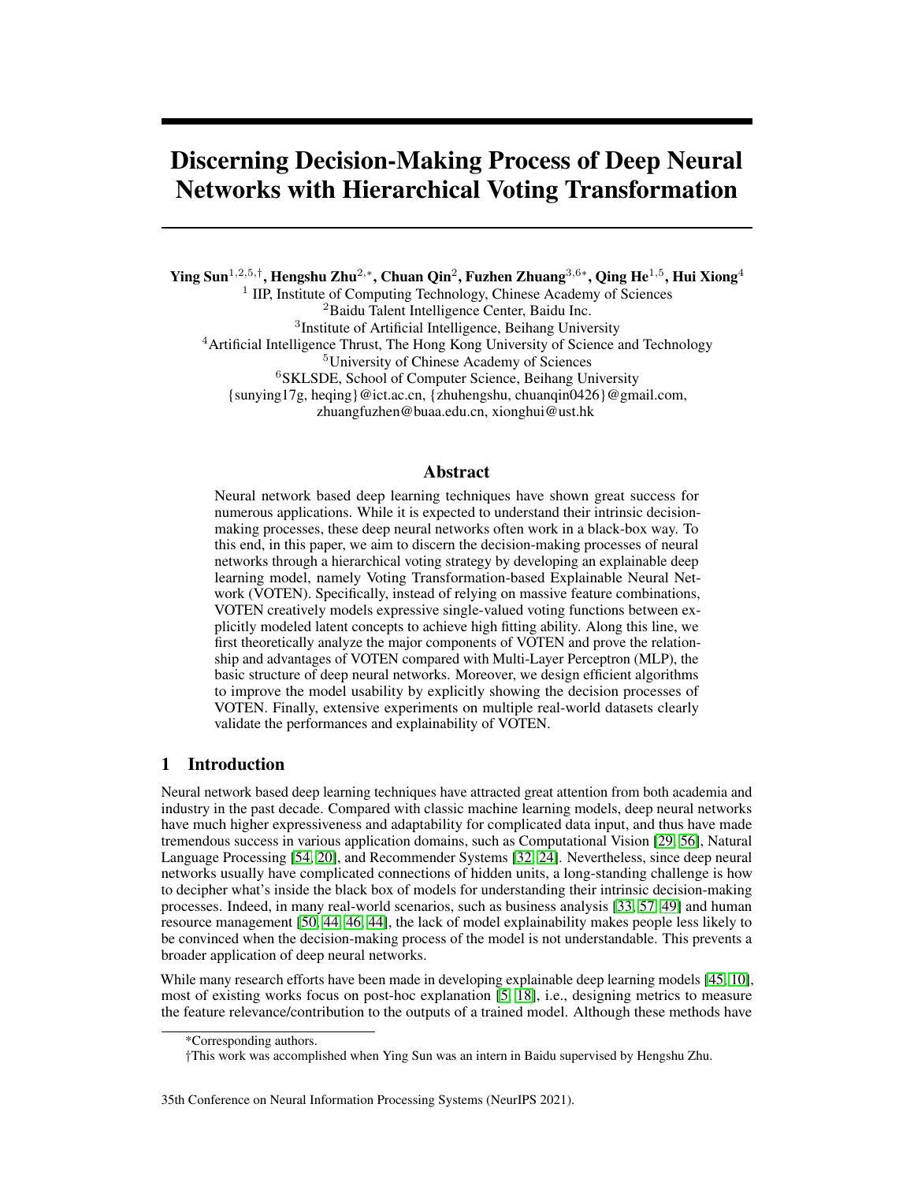# Discerning Decision-Making Process of Deep Neural Networks with Hierarchical Voting Transformation

**Ying Sun**[1,2,5,†], **Hengshu Zhu**[2,*], **Chuan Qin**[2], **Fuzhen Zhuang**[3,6*], **Qing He**[1,5], **Hui Xiong**[4]

[1] IIP, Institute of Computing Technology, Chinese Academy of Sciences
[2]Baidu Talent Intelligence Center, Baidu Inc.
[3]Institute of Artificial Intelligence, Beihang University
[4]Artificial Intelligence Thrust, The Hong Kong University of Science and Technology
[5]University of Chinese Academy of Sciences
[6]SKLSDE, School of Computer Science, Beihang University
{sunying17g, heqing}@ict.ac.cn, {zhuhengshu, chuanqin0426}@gmail.com,
zhuangfuzhen@buaa.edu.cn, xionghui@ust.hk

## Abstract

Neural network based deep learning techniques have shown great success for numerous applications. While it is expected to understand their intrinsic decision-making processes, these deep neural networks often work in a black-box way. To this end, in this paper, we aim to discern the decision-making processes of neural networks through a hierarchical voting strategy by developing an explainable deep learning model, namely Voting Transformation-based Explainable Neural Network (VOTEN). Specifically, instead of relying on massive feature combinations, VOTEN creatively models expressive single-valued voting functions between explicitly modeled latent concepts to achieve high fitting ability. Along this line, we first theoretically analyze the major components of VOTEN and prove the relationship and advantages of VOTEN compared with Multi-Layer Perceptron (MLP), the basic structure of deep neural networks. Moreover, we design efficient algorithms to improve the model usability by explicitly showing the decision processes of VOTEN. Finally, extensive experiments on multiple real-world datasets clearly validate the performances and explainability of VOTEN.

## 1 Introduction

Neural network based deep learning techniques have attracted great attention from both academia and industry in the past decade. Compared with classic machine learning models, deep neural networks have much higher expressiveness and adaptability for complicated data input, and thus have made tremendous success in various application domains, such as Computational Vision [29, 56], Natural Language Processing [54, 20], and Recommender Systems [32, 24]. Nevertheless, since deep neural networks usually have complicated connections of hidden units, a long-standing challenge is how to decipher what's inside the black box of models for understanding their intrinsic decision-making processes. Indeed, in many real-world scenarios, such as business analysis [33, 57, 49] and human resource management [50, 44, 46, 44], the lack of model explainability makes people less likely to be convinced when the decision-making process of the model is not understandable. This prevents a broader application of deep neural networks.

While many research efforts have been made in developing explainable deep learning models [45, 10], most of existing works focus on post-hoc explanation [5, 18], i.e., designing metrics to measure the feature relevance/contribution to the outputs of a trained model. Although these methods have

*Corresponding authors.

†This work was accomplished when Ying Sun was an intern in Baidu supervised by Hengshu Zhu.

35th Conference on Neural Information Processing Systems (NeurIPS 2021).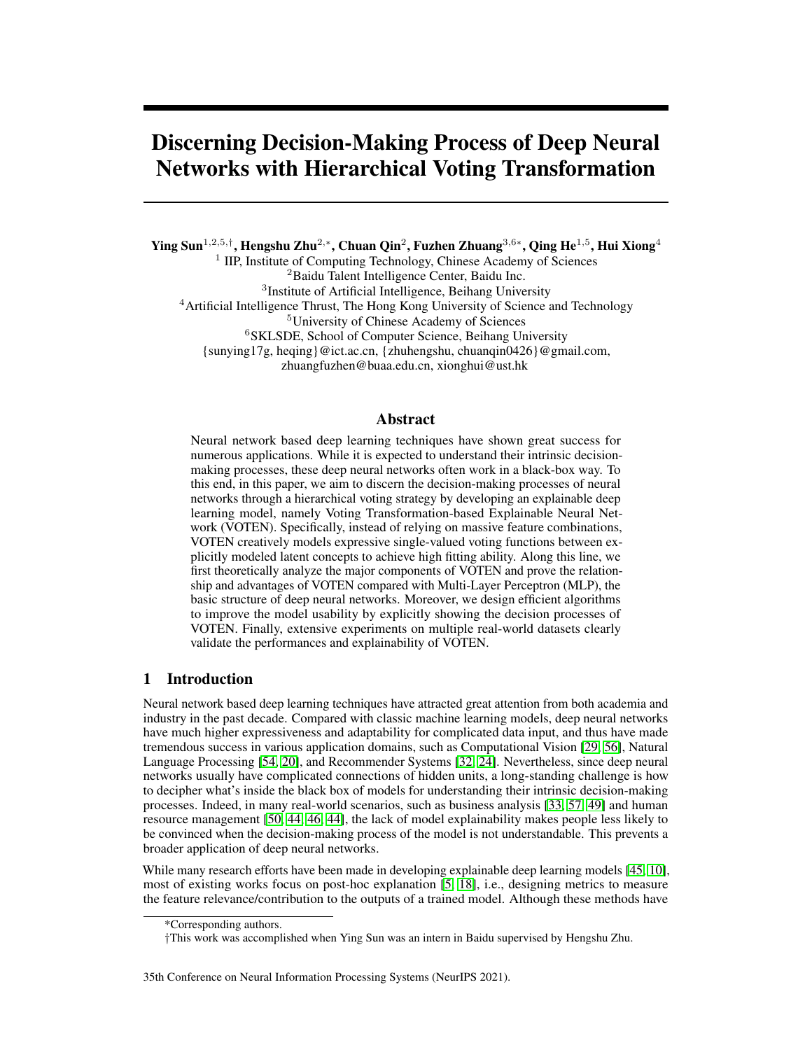# Discerning Decision-Making Process of Deep Neural Networks with Hierarchical Voting Transformation

**Ying Sun**[1,2,5,†], **Hengshu Zhu**[2,*], **Chuan Qin**[2], **Fuzhen Zhuang**[3,6*], **Qing He**[1,5], **Hui Xiong**[4]

[1] IIP, Institute of Computing Technology, Chinese Academy of Sciences
[2]Baidu Talent Intelligence Center, Baidu Inc.
[3]Institute of Artificial Intelligence, Beihang University
[4]Artificial Intelligence Thrust, The Hong Kong University of Science and Technology
[5]University of Chinese Academy of Sciences
[6]SKLSDE, School of Computer Science, Beihang University
{sunying17g, heqing}@ict.ac.cn, {zhuhengshu, chuanqin0426}@gmail.com,
zhuangfuzhen@buaa.edu.cn, xionghui@ust.hk

## Abstract

Neural network based deep learning techniques have shown great success for numerous applications. While it is expected to understand their intrinsic decision-making processes, these deep neural networks often work in a black-box way. To this end, in this paper, we aim to discern the decision-making processes of neural networks through a hierarchical voting strategy by developing an explainable deep learning model, namely Voting Transformation-based Explainable Neural Network (VOTEN). Specifically, instead of relying on massive feature combinations, VOTEN creatively models expressive single-valued voting functions between explicitly modeled latent concepts to achieve high fitting ability. Along this line, we first theoretically analyze the major components of VOTEN and prove the relationship and advantages of VOTEN compared with Multi-Layer Perceptron (MLP), the basic structure of deep neural networks. Moreover, we design efficient algorithms to improve the model usability by explicitly showing the decision processes of VOTEN. Finally, extensive experiments on multiple real-world datasets clearly validate the performances and explainability of VOTEN.

## 1 Introduction

Neural network based deep learning techniques have attracted great attention from both academia and industry in the past decade. Compared with classic machine learning models, deep neural networks have much higher expressiveness and adaptability for complicated data input, and thus have made tremendous success in various application domains, such as Computational Vision [29, 56], Natural Language Processing [54, 20], and Recommender Systems [32, 24]. Nevertheless, since deep neural networks usually have complicated connections of hidden units, a long-standing challenge is how to decipher what's inside the black box of models for understanding their intrinsic decision-making processes. Indeed, in many real-world scenarios, such as business analysis [33, 57, 49] and human resource management [50, 44, 46, 44], the lack of model explainability makes people less likely to be convinced when the decision-making process of the model is not understandable. This prevents a broader application of deep neural networks.

While many research efforts have been made in developing explainable deep learning models [45, 10], most of existing works focus on post-hoc explanation [5, 18], i.e., designing metrics to measure the feature relevance/contribution to the outputs of a trained model. Although these methods have

*Corresponding authors.

†This work was accomplished when Ying Sun was an intern in Baidu supervised by Hengshu Zhu.

35th Conference on Neural Information Processing Systems (NeurIPS 2021).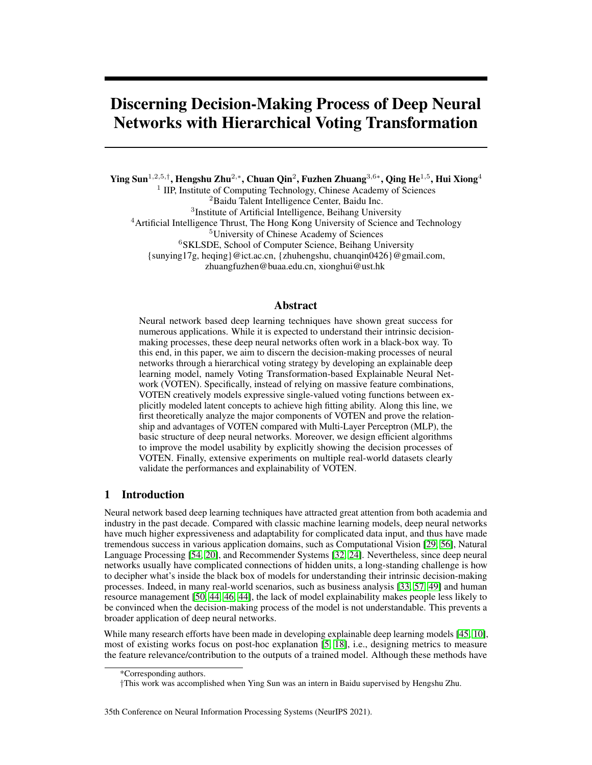# Discerning Decision-Making Process of Deep Neural Networks with Hierarchical Voting Transformation

**Ying Sun**[1,2,5,†], **Hengshu Zhu**[2,*], **Chuan Qin**[2], **Fuzhen Zhuang**[3,6*], **Qing He**[1,5], **Hui Xiong**[4]

[1] IIP, Institute of Computing Technology, Chinese Academy of Sciences
[2]Baidu Talent Intelligence Center, Baidu Inc.
[3]Institute of Artificial Intelligence, Beihang University
[4]Artificial Intelligence Thrust, The Hong Kong University of Science and Technology
[5]University of Chinese Academy of Sciences
[6]SKLSDE, School of Computer Science, Beihang University
{sunying17g, heqing}@ict.ac.cn, {zhuhengshu, chuanqin0426}@gmail.com,
zhuangfuzhen@buaa.edu.cn, xionghui@ust.hk

## Abstract

Neural network based deep learning techniques have shown great success for numerous applications. While it is expected to understand their intrinsic decision-making processes, these deep neural networks often work in a black-box way. To this end, in this paper, we aim to discern the decision-making processes of neural networks through a hierarchical voting strategy by developing an explainable deep learning model, namely Voting Transformation-based Explainable Neural Network (VOTEN). Specifically, instead of relying on massive feature combinations, VOTEN creatively models expressive single-valued voting functions between explicitly modeled latent concepts to achieve high fitting ability. Along this line, we first theoretically analyze the major components of VOTEN and prove the relationship and advantages of VOTEN compared with Multi-Layer Perceptron (MLP), the basic structure of deep neural networks. Moreover, we design efficient algorithms to improve the model usability by explicitly showing the decision processes of VOTEN. Finally, extensive experiments on multiple real-world datasets clearly validate the performances and explainability of VOTEN.

## 1 Introduction

Neural network based deep learning techniques have attracted great attention from both academia and industry in the past decade. Compared with classic machine learning models, deep neural networks have much higher expressiveness and adaptability for complicated data input, and thus have made tremendous success in various application domains, such as Computational Vision [29, 56], Natural Language Processing [54, 20], and Recommender Systems [32, 24]. Nevertheless, since deep neural networks usually have complicated connections of hidden units, a long-standing challenge is how to decipher what's inside the black box of models for understanding their intrinsic decision-making processes. Indeed, in many real-world scenarios, such as business analysis [33, 57, 49] and human resource management [50, 44, 46, 44], the lack of model explainability makes people less likely to be convinced when the decision-making process of the model is not understandable. This prevents a broader application of deep neural networks.

While many research efforts have been made in developing explainable deep learning models [45, 10], most of existing works focus on post-hoc explanation [5, 18], i.e., designing metrics to measure the feature relevance/contribution to the outputs of a trained model. Although these methods have

*Corresponding authors.

†This work was accomplished when Ying Sun was an intern in Baidu supervised by Hengshu Zhu.

35th Conference on Neural Information Processing Systems (NeurIPS 2021).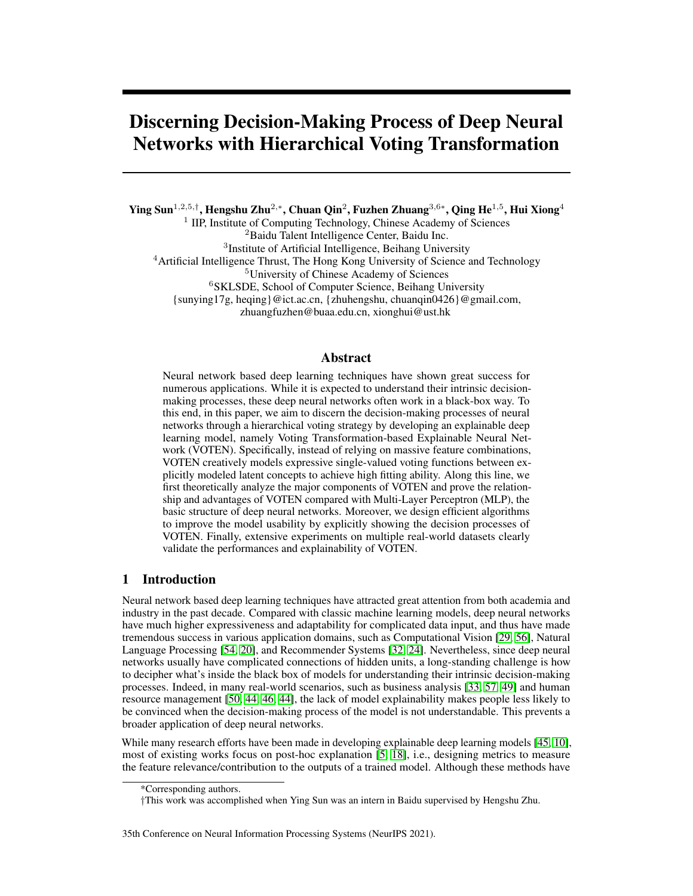# Discerning Decision-Making Process of Deep Neural Networks with Hierarchical Voting Transformation

**Ying Sun**[1,2,5,†], **Hengshu Zhu**[2,*], **Chuan Qin**[2], **Fuzhen Zhuang**[3,6*], **Qing He**[1,5], **Hui Xiong**[4]

[1] IIP, Institute of Computing Technology, Chinese Academy of Sciences
[2]Baidu Talent Intelligence Center, Baidu Inc.
[3]Institute of Artificial Intelligence, Beihang University
[4]Artificial Intelligence Thrust, The Hong Kong University of Science and Technology
[5]University of Chinese Academy of Sciences
[6]SKLSDE, School of Computer Science, Beihang University
{sunying17g, heqing}@ict.ac.cn, {zhuhengshu, chuanqin0426}@gmail.com,
zhuangfuzhen@buaa.edu.cn, xionghui@ust.hk

## Abstract

Neural network based deep learning techniques have shown great success for numerous applications. While it is expected to understand their intrinsic decision-making processes, these deep neural networks often work in a black-box way. To this end, in this paper, we aim to discern the decision-making processes of neural networks through a hierarchical voting strategy by developing an explainable deep learning model, namely Voting Transformation-based Explainable Neural Network (VOTEN). Specifically, instead of relying on massive feature combinations, VOTEN creatively models expressive single-valued voting functions between explicitly modeled latent concepts to achieve high fitting ability. Along this line, we first theoretically analyze the major components of VOTEN and prove the relationship and advantages of VOTEN compared with Multi-Layer Perceptron (MLP), the basic structure of deep neural networks. Moreover, we design efficient algorithms to improve the model usability by explicitly showing the decision processes of VOTEN. Finally, extensive experiments on multiple real-world datasets clearly validate the performances and explainability of VOTEN.

## 1 Introduction

Neural network based deep learning techniques have attracted great attention from both academia and industry in the past decade. Compared with classic machine learning models, deep neural networks have much higher expressiveness and adaptability for complicated data input, and thus have made tremendous success in various application domains, such as Computational Vision [29, 56], Natural Language Processing [54, 20], and Recommender Systems [32, 24]. Nevertheless, since deep neural networks usually have complicated connections of hidden units, a long-standing challenge is how to decipher what's inside the black box of models for understanding their intrinsic decision-making processes. Indeed, in many real-world scenarios, such as business analysis [33, 57, 49] and human resource management [50, 44, 46, 44], the lack of model explainability makes people less likely to be convinced when the decision-making process of the model is not understandable. This prevents a broader application of deep neural networks.

While many research efforts have been made in developing explainable deep learning models [45, 10], most of existing works focus on post-hoc explanation [5, 18], i.e., designing metrics to measure the feature relevance/contribution to the outputs of a trained model. Although these methods have

*Corresponding authors.

†This work was accomplished when Ying Sun was an intern in Baidu supervised by Hengshu Zhu.

35th Conference on Neural Information Processing Systems (NeurIPS 2021).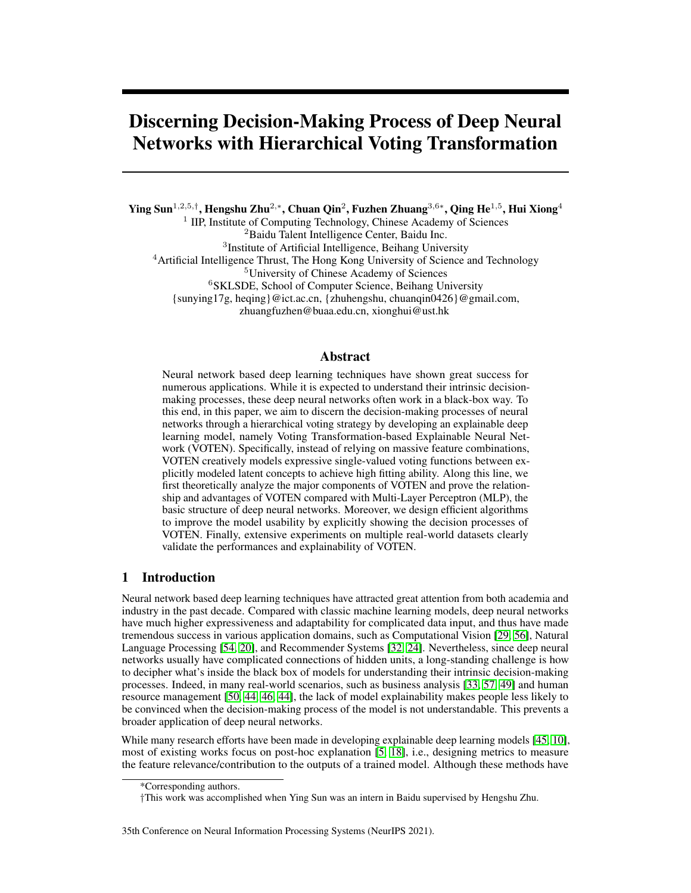# Discerning Decision-Making Process of Deep Neural Networks with Hierarchical Voting Transformation

**Ying Sun**[1,2,5,†], **Hengshu Zhu**[2,*], **Chuan Qin**[2], **Fuzhen Zhuang**[3,6*], **Qing He**[1,5], **Hui Xiong**[4]

[1] IIP, Institute of Computing Technology, Chinese Academy of Sciences
[2]Baidu Talent Intelligence Center, Baidu Inc.
[3]Institute of Artificial Intelligence, Beihang University
[4]Artificial Intelligence Thrust, The Hong Kong University of Science and Technology
[5]University of Chinese Academy of Sciences
[6]SKLSDE, School of Computer Science, Beihang University
{sunying17g, heqing}@ict.ac.cn, {zhuhengshu, chuanqin0426}@gmail.com,
zhuangfuzhen@buaa.edu.cn, xionghui@ust.hk

## Abstract

Neural network based deep learning techniques have shown great success for numerous applications. While it is expected to understand their intrinsic decision-making processes, these deep neural networks often work in a black-box way. To this end, in this paper, we aim to discern the decision-making processes of neural networks through a hierarchical voting strategy by developing an explainable deep learning model, namely Voting Transformation-based Explainable Neural Network (VOTEN). Specifically, instead of relying on massive feature combinations, VOTEN creatively models expressive single-valued voting functions between explicitly modeled latent concepts to achieve high fitting ability. Along this line, we first theoretically analyze the major components of VOTEN and prove the relationship and advantages of VOTEN compared with Multi-Layer Perceptron (MLP), the basic structure of deep neural networks. Moreover, we design efficient algorithms to improve the model usability by explicitly showing the decision processes of VOTEN. Finally, extensive experiments on multiple real-world datasets clearly validate the performances and explainability of VOTEN.

## 1 Introduction

Neural network based deep learning techniques have attracted great attention from both academia and industry in the past decade. Compared with classic machine learning models, deep neural networks have much higher expressiveness and adaptability for complicated data input, and thus have made tremendous success in various application domains, such as Computational Vision [29, 56], Natural Language Processing [54, 20], and Recommender Systems [32, 24]. Nevertheless, since deep neural networks usually have complicated connections of hidden units, a long-standing challenge is how to decipher what's inside the black box of models for understanding their intrinsic decision-making processes. Indeed, in many real-world scenarios, such as business analysis [33, 57, 49] and human resource management [50, 44, 46, 44], the lack of model explainability makes people less likely to be convinced when the decision-making process of the model is not understandable. This prevents a broader application of deep neural networks.

While many research efforts have been made in developing explainable deep learning models [45, 10], most of existing works focus on post-hoc explanation [5, 18], i.e., designing metrics to measure the feature relevance/contribution to the outputs of a trained model. Although these methods have

*Corresponding authors.

†This work was accomplished when Ying Sun was an intern in Baidu supervised by Hengshu Zhu.

35th Conference on Neural Information Processing Systems (NeurIPS 2021).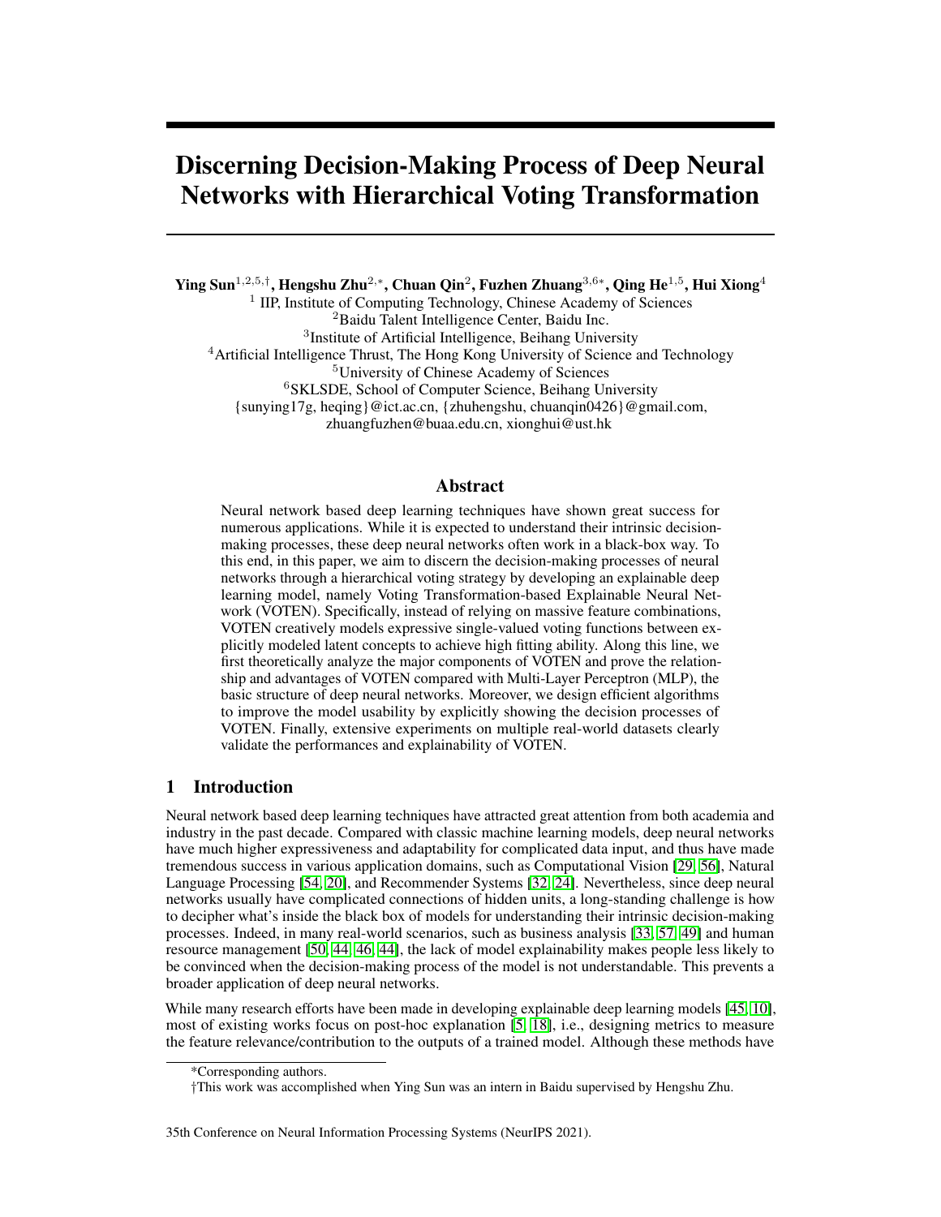# Discerning Decision-Making Process of Deep Neural Networks with Hierarchical Voting Transformation

**Ying Sun**[1,2,5,†], **Hengshu Zhu**[2,*], **Chuan Qin**[2], **Fuzhen Zhuang**[3,6*], **Qing He**[1,5], **Hui Xiong**[4]

[1] IIP, Institute of Computing Technology, Chinese Academy of Sciences
[2] Baidu Talent Intelligence Center, Baidu Inc.
[3] Institute of Artificial Intelligence, Beihang University
[4] Artificial Intelligence Thrust, The Hong Kong University of Science and Technology
[5] University of Chinese Academy of Sciences
[6] SKLSDE, School of Computer Science, Beihang University

{sunying17g, heqing}@ict.ac.cn, {zhuhengshu, chuanqin0426}@gmail.com, zhuangfuzhen@buaa.edu.cn, xionghui@ust.hk

## Abstract

Neural network based deep learning techniques have shown great success for numerous applications. While it is expected to understand their intrinsic decision-making processes, these deep neural networks often work in a black-box way. To this end, in this paper, we aim to discern the decision-making processes of neural networks through a hierarchical voting strategy by developing an explainable deep learning model, namely Voting Transformation-based Explainable Neural Network (VOTEN). Specifically, instead of relying on massive feature combinations, VOTEN creatively models expressive single-valued voting functions between explicitly modeled latent concepts to achieve high fitting ability. Along this line, we first theoretically analyze the major components of VOTEN and prove the relationship and advantages of VOTEN compared with Multi-Layer Perceptron (MLP), the basic structure of deep neural networks. Moreover, we design efficient algorithms to improve the model usability by explicitly showing the decision processes of VOTEN. Finally, extensive experiments on multiple real-world datasets clearly validate the performances and explainability of VOTEN.

## 1 Introduction

Neural network based deep learning techniques have attracted great attention from both academia and industry in the past decade. Compared with classic machine learning models, deep neural networks have much higher expressiveness and adaptability for complicated data input, and thus have made tremendous success in various application domains, such as Computational Vision [29, 56], Natural Language Processing [54, 20], and Recommender Systems [32, 24]. Nevertheless, since deep neural networks usually have complicated connections of hidden units, a long-standing challenge is how to decipher what's inside the black box of models for understanding their intrinsic decision-making processes. Indeed, in many real-world scenarios, such as business analysis [33, 57, 49] and human resource management [50, 44, 46, 44], the lack of model explainability makes people less likely to be convinced when the decision-making process of the model is not understandable. This prevents a broader application of deep neural networks.

While many research efforts have been made in developing explainable deep learning models [45, 10], most of existing works focus on post-hoc explanation [5, 18], i.e., designing metrics to measure the feature relevance/contribution to the outputs of a trained model. Although these methods have

*Corresponding authors.

†This work was accomplished when Ying Sun was an intern in Baidu supervised by Hengshu Zhu.

35th Conference on Neural Information Processing Systems (NeurIPS 2021).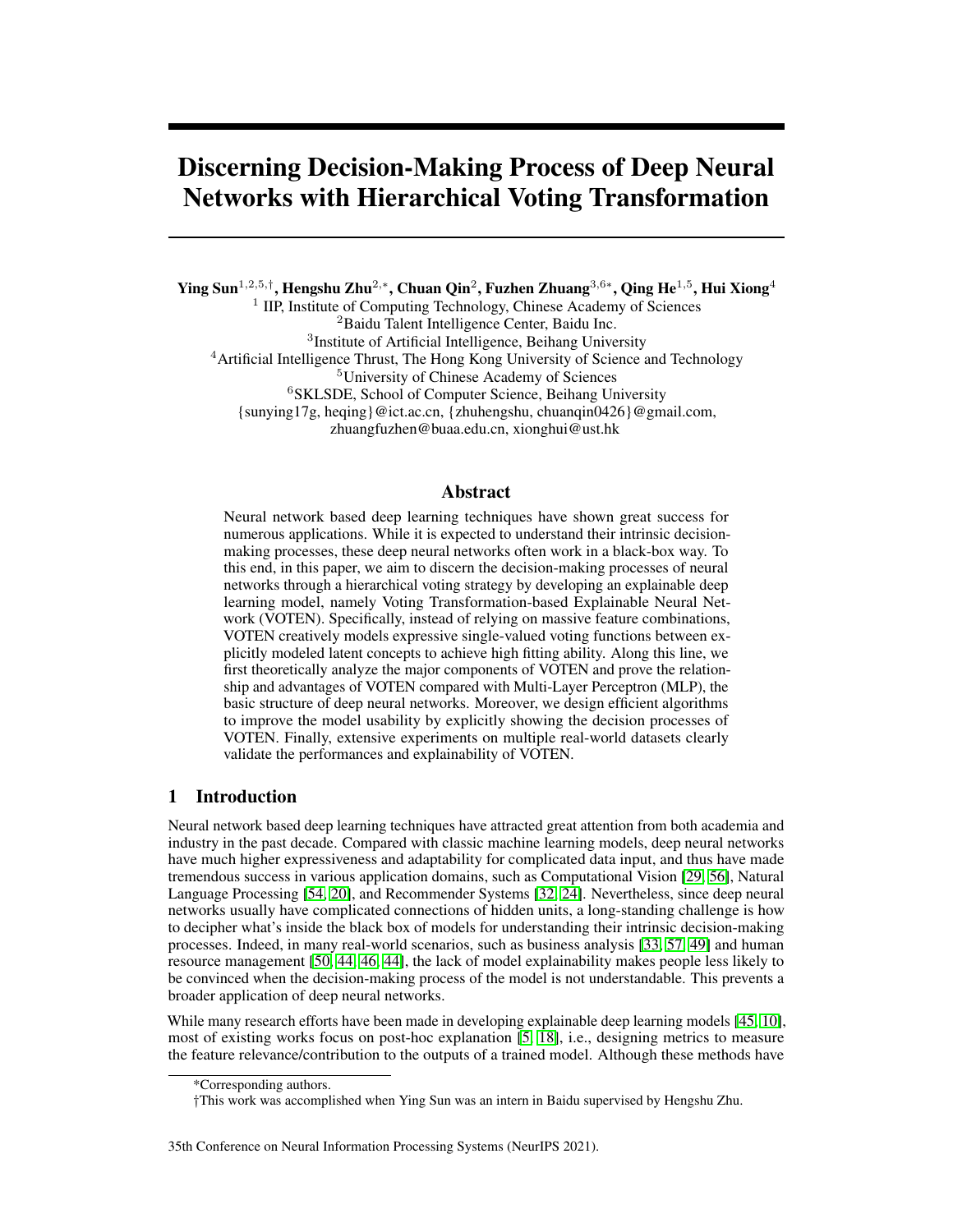# Discerning Decision-Making Process of Deep Neural Networks with Hierarchical Voting Transformation

**Ying Sun**[1,2,5,†], **Hengshu Zhu**[2,*], **Chuan Qin**[2], **Fuzhen Zhuang**[3,6*], **Qing He**[1,5], **Hui Xiong**[4]

[1] IIP, Institute of Computing Technology, Chinese Academy of Sciences
[2]Baidu Talent Intelligence Center, Baidu Inc.
[3]Institute of Artificial Intelligence, Beihang University
[4]Artificial Intelligence Thrust, The Hong Kong University of Science and Technology
[5]University of Chinese Academy of Sciences
[6]SKLSDE, School of Computer Science, Beihang University
{sunying17g, heqing}@ict.ac.cn, {zhuhengshu, chuanqin0426}@gmail.com,
zhuangfuzhen@buaa.edu.cn, xionghui@ust.hk

## Abstract

Neural network based deep learning techniques have shown great success for numerous applications. While it is expected to understand their intrinsic decision-making processes, these deep neural networks often work in a black-box way. To this end, in this paper, we aim to discern the decision-making processes of neural networks through a hierarchical voting strategy by developing an explainable deep learning model, namely Voting Transformation-based Explainable Neural Network (VOTEN). Specifically, instead of relying on massive feature combinations, VOTEN creatively models expressive single-valued voting functions between explicitly modeled latent concepts to achieve high fitting ability. Along this line, we first theoretically analyze the major components of VOTEN and prove the relationship and advantages of VOTEN compared with Multi-Layer Perceptron (MLP), the basic structure of deep neural networks. Moreover, we design efficient algorithms to improve the model usability by explicitly showing the decision processes of VOTEN. Finally, extensive experiments on multiple real-world datasets clearly validate the performances and explainability of VOTEN.

## 1 Introduction

Neural network based deep learning techniques have attracted great attention from both academia and industry in the past decade. Compared with classic machine learning models, deep neural networks have much higher expressiveness and adaptability for complicated data input, and thus have made tremendous success in various application domains, such as Computational Vision [29, 56], Natural Language Processing [54, 20], and Recommender Systems [32, 24]. Nevertheless, since deep neural networks usually have complicated connections of hidden units, a long-standing challenge is how to decipher what's inside the black box of models for understanding their intrinsic decision-making processes. Indeed, in many real-world scenarios, such as business analysis [33, 57, 49] and human resource management [50, 44, 46, 44], the lack of model explainability makes people less likely to be convinced when the decision-making process of the model is not understandable. This prevents a broader application of deep neural networks.

While many research efforts have been made in developing explainable deep learning models [45, 10], most of existing works focus on post-hoc explanation [5, 18], i.e., designing metrics to measure the feature relevance/contribution to the outputs of a trained model. Although these methods have

*Corresponding authors.

†This work was accomplished when Ying Sun was an intern in Baidu supervised by Hengshu Zhu.

35th Conference on Neural Information Processing Systems (NeurIPS 2021).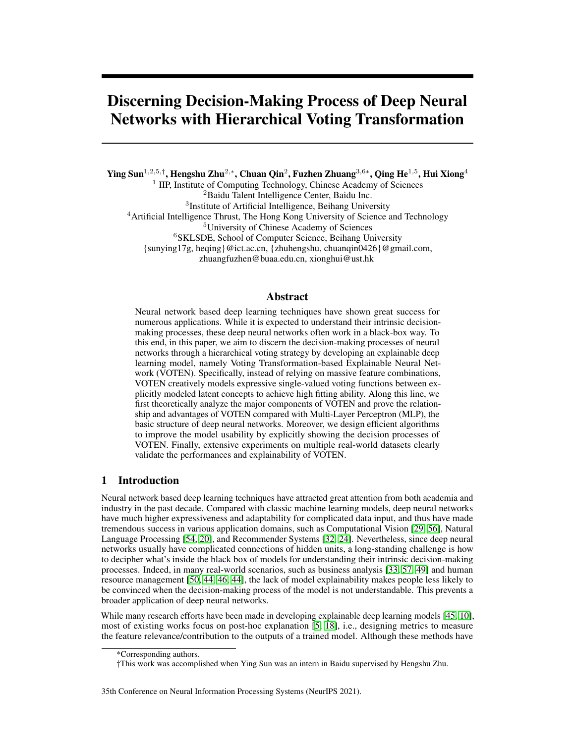# Discerning Decision-Making Process of Deep Neural Networks with Hierarchical Voting Transformation

**Ying Sun**[1,2,5,†], **Hengshu Zhu**[2,*], **Chuan Qin**[2], **Fuzhen Zhuang**[3,6*], **Qing He**[1,5], **Hui Xiong**[4]

[1] IIP, Institute of Computing Technology, Chinese Academy of Sciences
[2] Baidu Talent Intelligence Center, Baidu Inc.
[3] Institute of Artificial Intelligence, Beihang University
[4] Artificial Intelligence Thrust, The Hong Kong University of Science and Technology
[5] University of Chinese Academy of Sciences
[6] SKLSDE, School of Computer Science, Beihang University

{sunying17g, heqing}@ict.ac.cn, {zhuhengshu, chuanqin0426}@gmail.com, zhuangfuzhen@buaa.edu.cn, xionghui@ust.hk

## Abstract

Neural network based deep learning techniques have shown great success for numerous applications. While it is expected to understand their intrinsic decision-making processes, these deep neural networks often work in a black-box way. To this end, in this paper, we aim to discern the decision-making processes of neural networks through a hierarchical voting strategy by developing an explainable deep learning model, namely Voting Transformation-based Explainable Neural Network (VOTEN). Specifically, instead of relying on massive feature combinations, VOTEN creatively models expressive single-valued voting functions between explicitly modeled latent concepts to achieve high fitting ability. Along this line, we first theoretically analyze the major components of VOTEN and prove the relationship and advantages of VOTEN compared with Multi-Layer Perceptron (MLP), the basic structure of deep neural networks. Moreover, we design efficient algorithms to improve the model usability by explicitly showing the decision processes of VOTEN. Finally, extensive experiments on multiple real-world datasets clearly validate the performances and explainability of VOTEN.

## 1 Introduction

Neural network based deep learning techniques have attracted great attention from both academia and industry in the past decade. Compared with classic machine learning models, deep neural networks have much higher expressiveness and adaptability for complicated data input, and thus have made tremendous success in various application domains, such as Computational Vision [29, 56], Natural Language Processing [54, 20], and Recommender Systems [32, 24]. Nevertheless, since deep neural networks usually have complicated connections of hidden units, a long-standing challenge is how to decipher what's inside the black box of models for understanding their intrinsic decision-making processes. Indeed, in many real-world scenarios, such as business analysis [33, 57, 49] and human resource management [50, 44, 46, 44], the lack of model explainability makes people less likely to be convinced when the decision-making process of the model is not understandable. This prevents a broader application of deep neural networks.

While many research efforts have been made in developing explainable deep learning models [45, 10], most of existing works focus on post-hoc explanation [5, 18], i.e., designing metrics to measure the feature relevance/contribution to the outputs of a trained model. Although these methods have

*Corresponding authors.

†This work was accomplished when Ying Sun was an intern in Baidu supervised by Hengshu Zhu.

35th Conference on Neural Information Processing Systems (NeurIPS 2021).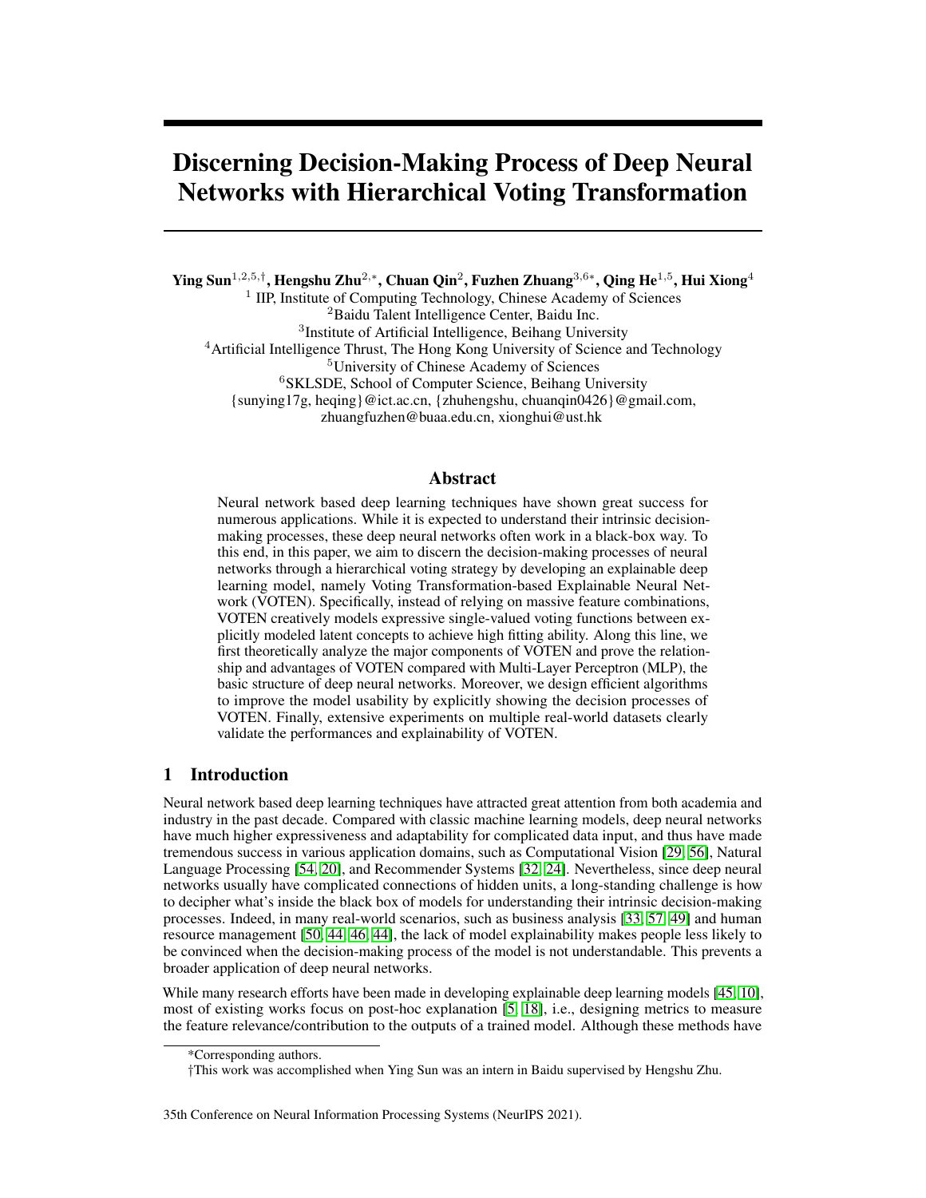# Discerning Decision-Making Process of Deep Neural Networks with Hierarchical Voting Transformation

**Ying Sun**[1,2,5,†], **Hengshu Zhu**[2,*], **Chuan Qin**[2], **Fuzhen Zhuang**[3,6*], **Qing He**[1,5], **Hui Xiong**[4]

[1] IIP, Institute of Computing Technology, Chinese Academy of Sciences
[2]Baidu Talent Intelligence Center, Baidu Inc.
[3]Institute of Artificial Intelligence, Beihang University
[4]Artificial Intelligence Thrust, The Hong Kong University of Science and Technology
[5]University of Chinese Academy of Sciences
[6]SKLSDE, School of Computer Science, Beihang University
{sunying17g, heqing}@ict.ac.cn, {zhuhengshu, chuanqin0426}@gmail.com,
zhuangfuzhen@buaa.edu.cn, xionghui@ust.hk

## Abstract

Neural network based deep learning techniques have shown great success for numerous applications. While it is expected to understand their intrinsic decision-making processes, these deep neural networks often work in a black-box way. To this end, in this paper, we aim to discern the decision-making processes of neural networks through a hierarchical voting strategy by developing an explainable deep learning model, namely Voting Transformation-based Explainable Neural Network (VOTEN). Specifically, instead of relying on massive feature combinations, VOTEN creatively models expressive single-valued voting functions between explicitly modeled latent concepts to achieve high fitting ability. Along this line, we first theoretically analyze the major components of VOTEN and prove the relationship and advantages of VOTEN compared with Multi-Layer Perceptron (MLP), the basic structure of deep neural networks. Moreover, we design efficient algorithms to improve the model usability by explicitly showing the decision processes of VOTEN. Finally, extensive experiments on multiple real-world datasets clearly validate the performances and explainability of VOTEN.

## 1 Introduction

Neural network based deep learning techniques have attracted great attention from both academia and industry in the past decade. Compared with classic machine learning models, deep neural networks have much higher expressiveness and adaptability for complicated data input, and thus have made tremendous success in various application domains, such as Computational Vision [29, 56], Natural Language Processing [54, 20], and Recommender Systems [32, 24]. Nevertheless, since deep neural networks usually have complicated connections of hidden units, a long-standing challenge is how to decipher what's inside the black box of models for understanding their intrinsic decision-making processes. Indeed, in many real-world scenarios, such as business analysis [33, 57, 49] and human resource management [50, 44, 46, 44], the lack of model explainability makes people less likely to be convinced when the decision-making process of the model is not understandable. This prevents a broader application of deep neural networks.

While many research efforts have been made in developing explainable deep learning models [45, 10], most of existing works focus on post-hoc explanation [5, 18], i.e., designing metrics to measure the feature relevance/contribution to the outputs of a trained model. Although these methods have

*Corresponding authors.

†This work was accomplished when Ying Sun was an intern in Baidu supervised by Hengshu Zhu.

35th Conference on Neural Information Processing Systems (NeurIPS 2021).